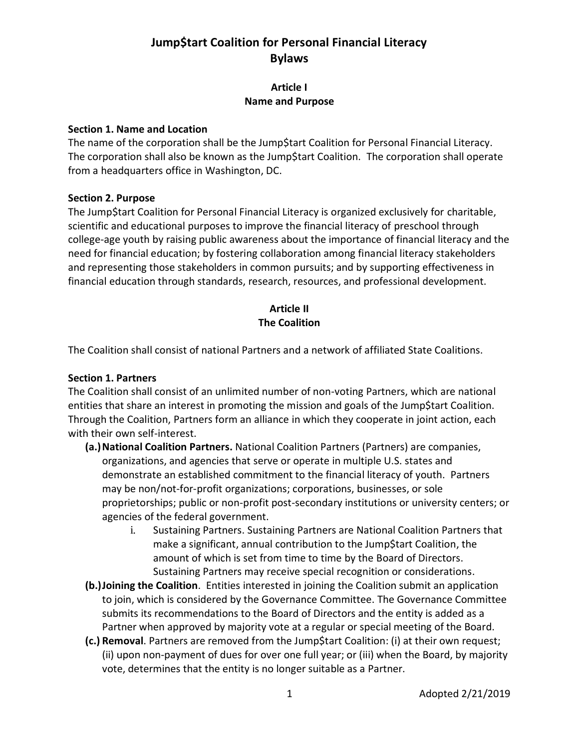# Jump$tart Coalition for Personal Financial Literacy
# Bylaws

## Article I
## Name and Purpose

### Section 1. Name and Location

The name of the corporation shall be the Jump$tart Coalition for Personal Financial Literacy. The corporation shall also be known as the Jump$tart Coalition. The corporation shall operate from a headquarters office in Washington, DC.

### Section 2. Purpose

The Jump$tart Coalition for Personal Financial Literacy is organized exclusively for charitable, scientific and educational purposes to improve the financial literacy of preschool through college-age youth by raising public awareness about the importance of financial literacy and the need for financial education; by fostering collaboration among financial literacy stakeholders and representing those stakeholders in common pursuits; and by supporting effectiveness in financial education through standards, research, resources, and professional development.

## Article II
## The Coalition

The Coalition shall consist of national Partners and a network of affiliated State Coalitions.

### Section 1. Partners

The Coalition shall consist of an unlimited number of non-voting Partners, which are national entities that share an interest in promoting the mission and goals of the Jump$tart Coalition. Through the Coalition, Partners form an alliance in which they cooperate in joint action, each with their own self-interest.

- **(a.) National Coalition Partners.** National Coalition Partners (Partners) are companies, organizations, and agencies that serve or operate in multiple U.S. states and demonstrate an established commitment to the financial literacy of youth. Partners may be non/not-for-profit organizations; corporations, businesses, or sole proprietorships; public or non-profit post-secondary institutions or university centers; or agencies of the federal government.
  - i. Sustaining Partners. Sustaining Partners are National Coalition Partners that make a significant, annual contribution to the Jump$tart Coalition, the amount of which is set from time to time by the Board of Directors. Sustaining Partners may receive special recognition or considerations.
- **(b.) Joining the Coalition**. Entities interested in joining the Coalition submit an application to join, which is considered by the Governance Committee. The Governance Committee submits its recommendations to the Board of Directors and the entity is added as a Partner when approved by majority vote at a regular or special meeting of the Board.
- **(c.) Removal**. Partners are removed from the Jump$tart Coalition: (i) at their own request; (ii) upon non-payment of dues for over one full year; or (iii) when the Board, by majority vote, determines that the entity is no longer suitable as a Partner.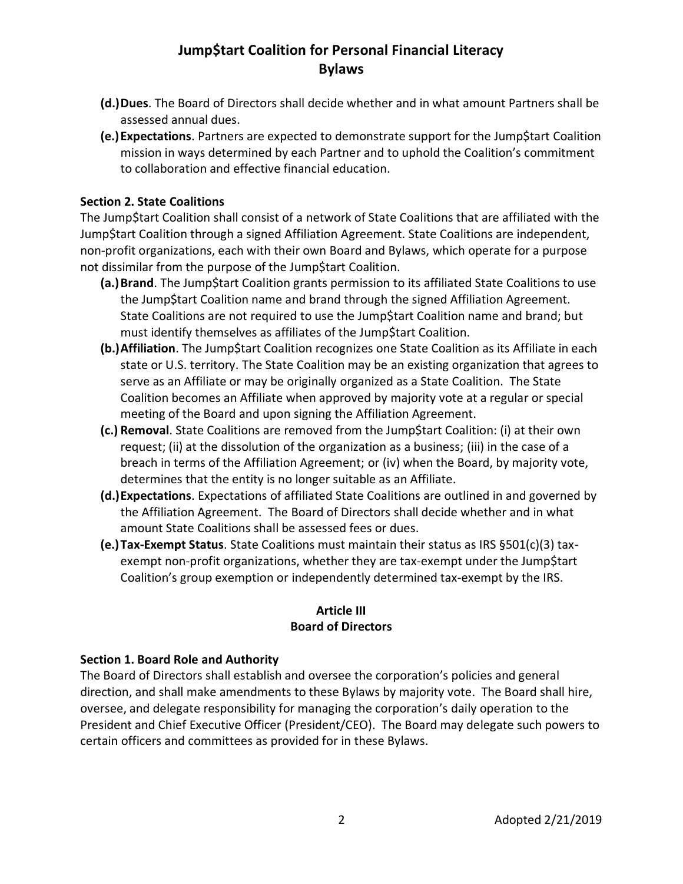- **(d.) Dues**. The Board of Directors shall decide whether and in what amount Partners shall be assessed annual dues.
- **(e.) Expectations**. Partners are expected to demonstrate support for the Jump$tart Coalition mission in ways determined by each Partner and to uphold the Coalition's commitment to collaboration and effective financial education.

**Section 2. State Coalitions**

The Jump$tart Coalition shall consist of a network of State Coalitions that are affiliated with the Jump$tart Coalition through a signed Affiliation Agreement. State Coalitions are independent, non-profit organizations, each with their own Board and Bylaws, which operate for a purpose not dissimilar from the purpose of the Jump$tart Coalition.

- **(a.) Brand**. The Jump$tart Coalition grants permission to its affiliated State Coalitions to use the Jump$tart Coalition name and brand through the signed Affiliation Agreement. State Coalitions are not required to use the Jump$tart Coalition name and brand; but must identify themselves as affiliates of the Jump$tart Coalition.
- **(b.) Affiliation**. The Jump$tart Coalition recognizes one State Coalition as its Affiliate in each state or U.S. territory. The State Coalition may be an existing organization that agrees to serve as an Affiliate or may be originally organized as a State Coalition. The State Coalition becomes an Affiliate when approved by majority vote at a regular or special meeting of the Board and upon signing the Affiliation Agreement.
- **(c.) Removal**. State Coalitions are removed from the Jump$tart Coalition: (i) at their own request; (ii) at the dissolution of the organization as a business; (iii) in the case of a breach in terms of the Affiliation Agreement; or (iv) when the Board, by majority vote, determines that the entity is no longer suitable as an Affiliate.
- **(d.) Expectations**. Expectations of affiliated State Coalitions are outlined in and governed by the Affiliation Agreement. The Board of Directors shall decide whether and in what amount State Coalitions shall be assessed fees or dues.
- **(e.) Tax-Exempt Status**. State Coalitions must maintain their status as IRS §501(c)(3) tax-exempt non-profit organizations, whether they are tax-exempt under the Jump$tart Coalition's group exemption or independently determined tax-exempt by the IRS.

## Article III
## Board of Directors

**Section 1. Board Role and Authority**

The Board of Directors shall establish and oversee the corporation's policies and general direction, and shall make amendments to these Bylaws by majority vote. The Board shall hire, oversee, and delegate responsibility for managing the corporation's daily operation to the President and Chief Executive Officer (President/CEO). The Board may delegate such powers to certain officers and committees as provided for in these Bylaws.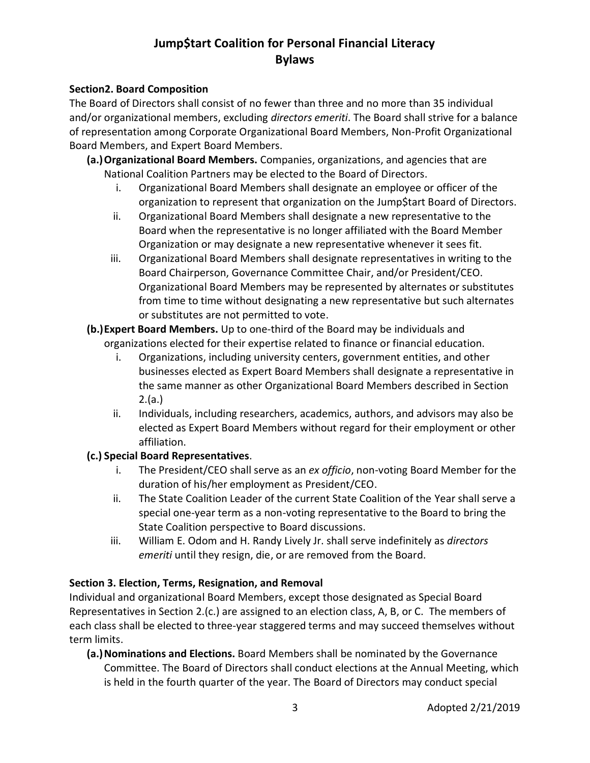# Jump$tart Coalition for Personal Financial Literacy
# Bylaws

### Section2. Board Composition

The Board of Directors shall consist of no fewer than three and no more than 35 individual and/or organizational members, excluding *directors emeriti*. The Board shall strive for a balance of representation among Corporate Organizational Board Members, Non-Profit Organizational Board Members, and Expert Board Members.

**(a.) Organizational Board Members.** Companies, organizations, and agencies that are National Coalition Partners may be elected to the Board of Directors.

  i. Organizational Board Members shall designate an employee or officer of the organization to represent that organization on the Jump$tart Board of Directors.

  ii. Organizational Board Members shall designate a new representative to the Board when the representative is no longer affiliated with the Board Member Organization or may designate a new representative whenever it sees fit.

  iii. Organizational Board Members shall designate representatives in writing to the Board Chairperson, Governance Committee Chair, and/or President/CEO. Organizational Board Members may be represented by alternates or substitutes from time to time without designating a new representative but such alternates or substitutes are not permitted to vote.

**(b.) Expert Board Members.** Up to one-third of the Board may be individuals and organizations elected for their expertise related to finance or financial education.

  i. Organizations, including university centers, government entities, and other businesses elected as Expert Board Members shall designate a representative in the same manner as other Organizational Board Members described in Section 2.(a.)

  ii. Individuals, including researchers, academics, authors, and advisors may also be elected as Expert Board Members without regard for their employment or other affiliation.

**(c.) Special Board Representatives**.

  i. The President/CEO shall serve as an *ex officio*, non-voting Board Member for the duration of his/her employment as President/CEO.

  ii. The State Coalition Leader of the current State Coalition of the Year shall serve a special one-year term as a non-voting representative to the Board to bring the State Coalition perspective to Board discussions.

  iii. William E. Odom and H. Randy Lively Jr. shall serve indefinitely as *directors emeriti* until they resign, die, or are removed from the Board.

### Section 3. Election, Terms, Resignation, and Removal

Individual and organizational Board Members, except those designated as Special Board Representatives in Section 2.(c.) are assigned to an election class, A, B, or C. The members of each class shall be elected to three-year staggered terms and may succeed themselves without term limits.

**(a.) Nominations and Elections.** Board Members shall be nominated by the Governance Committee. The Board of Directors shall conduct elections at the Annual Meeting, which is held in the fourth quarter of the year. The Board of Directors may conduct special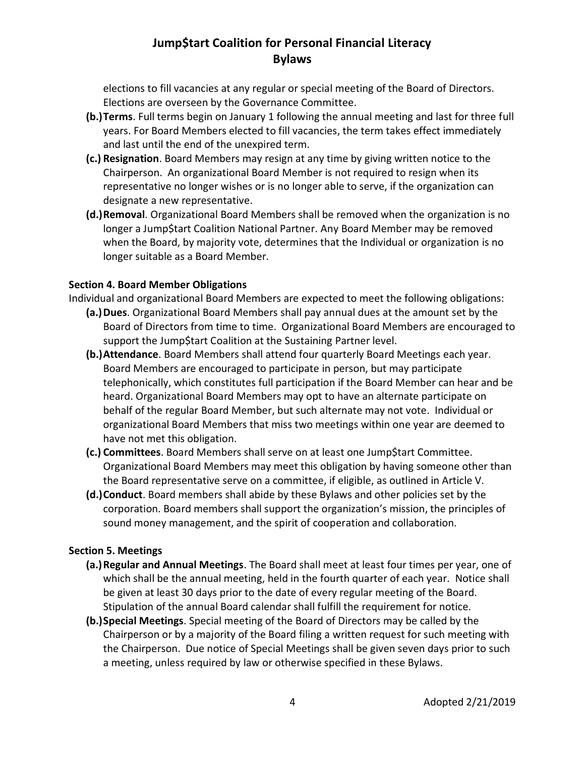elections to fill vacancies at any regular or special meeting of the Board of Directors. Elections are overseen by the Governance Committee.

**(b.) Terms**. Full terms begin on January 1 following the annual meeting and last for three full years. For Board Members elected to fill vacancies, the term takes effect immediately and last until the end of the unexpired term.

**(c.) Resignation**. Board Members may resign at any time by giving written notice to the Chairperson. An organizational Board Member is not required to resign when its representative no longer wishes or is no longer able to serve, if the organization can designate a new representative.

**(d.) Removal**. Organizational Board Members shall be removed when the organization is no longer a Jump$tart Coalition National Partner. Any Board Member may be removed when the Board, by majority vote, determines that the Individual or organization is no longer suitable as a Board Member.

### Section 4. Board Member Obligations

Individual and organizational Board Members are expected to meet the following obligations:

**(a.) Dues**. Organizational Board Members shall pay annual dues at the amount set by the Board of Directors from time to time. Organizational Board Members are encouraged to support the Jump$tart Coalition at the Sustaining Partner level.

**(b.) Attendance**. Board Members shall attend four quarterly Board Meetings each year. Board Members are encouraged to participate in person, but may participate telephonically, which constitutes full participation if the Board Member can hear and be heard. Organizational Board Members may opt to have an alternate participate on behalf of the regular Board Member, but such alternate may not vote. Individual or organizational Board Members that miss two meetings within one year are deemed to have not met this obligation.

**(c.) Committees**. Board Members shall serve on at least one Jump$tart Committee. Organizational Board Members may meet this obligation by having someone other than the Board representative serve on a committee, if eligible, as outlined in Article V.

**(d.) Conduct**. Board members shall abide by these Bylaws and other policies set by the corporation. Board members shall support the organization's mission, the principles of sound money management, and the spirit of cooperation and collaboration.

### Section 5. Meetings

**(a.) Regular and Annual Meetings**. The Board shall meet at least four times per year, one of which shall be the annual meeting, held in the fourth quarter of each year. Notice shall be given at least 30 days prior to the date of every regular meeting of the Board. Stipulation of the annual Board calendar shall fulfill the requirement for notice.

**(b.) Special Meetings**. Special meeting of the Board of Directors may be called by the Chairperson or by a majority of the Board filing a written request for such meeting with the Chairperson. Due notice of Special Meetings shall be given seven days prior to such a meeting, unless required by law or otherwise specified in these Bylaws.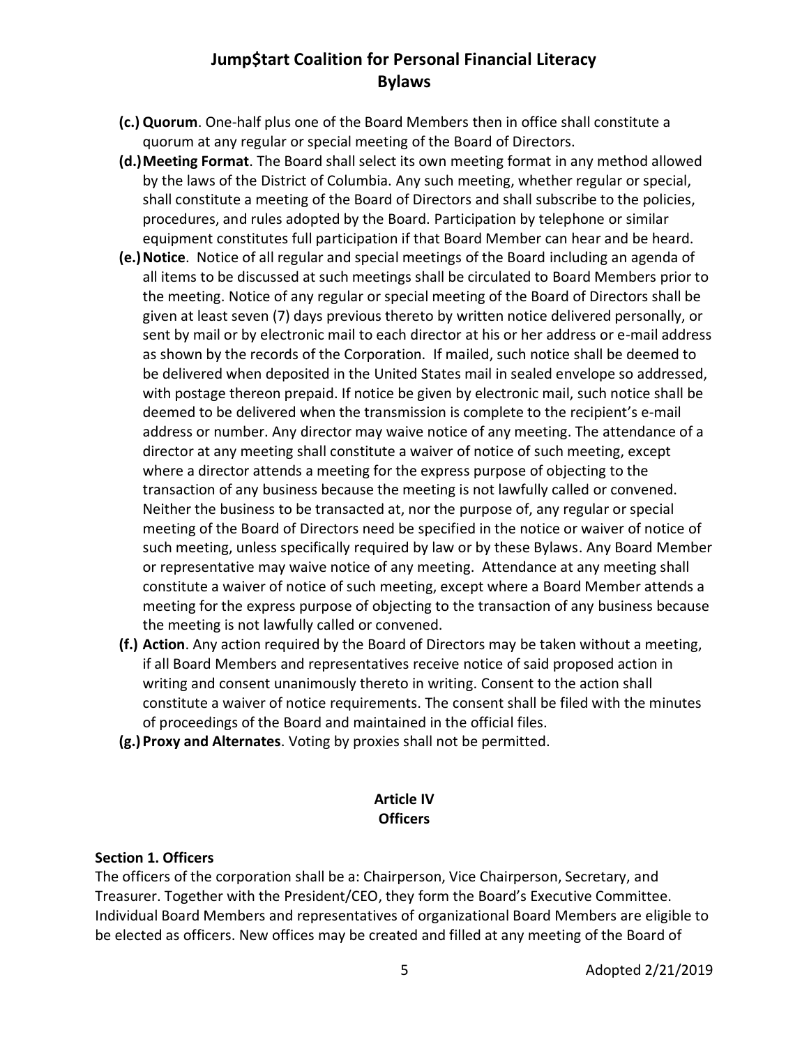- **(c.) Quorum**. One-half plus one of the Board Members then in office shall constitute a quorum at any regular or special meeting of the Board of Directors.
- **(d.) Meeting Format**. The Board shall select its own meeting format in any method allowed by the laws of the District of Columbia. Any such meeting, whether regular or special, shall constitute a meeting of the Board of Directors and shall subscribe to the policies, procedures, and rules adopted by the Board. Participation by telephone or similar equipment constitutes full participation if that Board Member can hear and be heard.
- **(e.) Notice**. Notice of all regular and special meetings of the Board including an agenda of all items to be discussed at such meetings shall be circulated to Board Members prior to the meeting. Notice of any regular or special meeting of the Board of Directors shall be given at least seven (7) days previous thereto by written notice delivered personally, or sent by mail or by electronic mail to each director at his or her address or e-mail address as shown by the records of the Corporation. If mailed, such notice shall be deemed to be delivered when deposited in the United States mail in sealed envelope so addressed, with postage thereon prepaid. If notice be given by electronic mail, such notice shall be deemed to be delivered when the transmission is complete to the recipient's e-mail address or number. Any director may waive notice of any meeting. The attendance of a director at any meeting shall constitute a waiver of notice of such meeting, except where a director attends a meeting for the express purpose of objecting to the transaction of any business because the meeting is not lawfully called or convened. Neither the business to be transacted at, nor the purpose of, any regular or special meeting of the Board of Directors need be specified in the notice or waiver of notice of such meeting, unless specifically required by law or by these Bylaws. Any Board Member or representative may waive notice of any meeting. Attendance at any meeting shall constitute a waiver of notice of such meeting, except where a Board Member attends a meeting for the express purpose of objecting to the transaction of any business because the meeting is not lawfully called or convened.
- **(f.) Action**. Any action required by the Board of Directors may be taken without a meeting, if all Board Members and representatives receive notice of said proposed action in writing and consent unanimously thereto in writing. Consent to the action shall constitute a waiver of notice requirements. The consent shall be filed with the minutes of proceedings of the Board and maintained in the official files.
- **(g.) Proxy and Alternates**. Voting by proxies shall not be permitted.

## Article IV
## Officers

### Section 1. Officers

The officers of the corporation shall be a: Chairperson, Vice Chairperson, Secretary, and Treasurer. Together with the President/CEO, they form the Board's Executive Committee. Individual Board Members and representatives of organizational Board Members are eligible to be elected as officers. New offices may be created and filled at any meeting of the Board of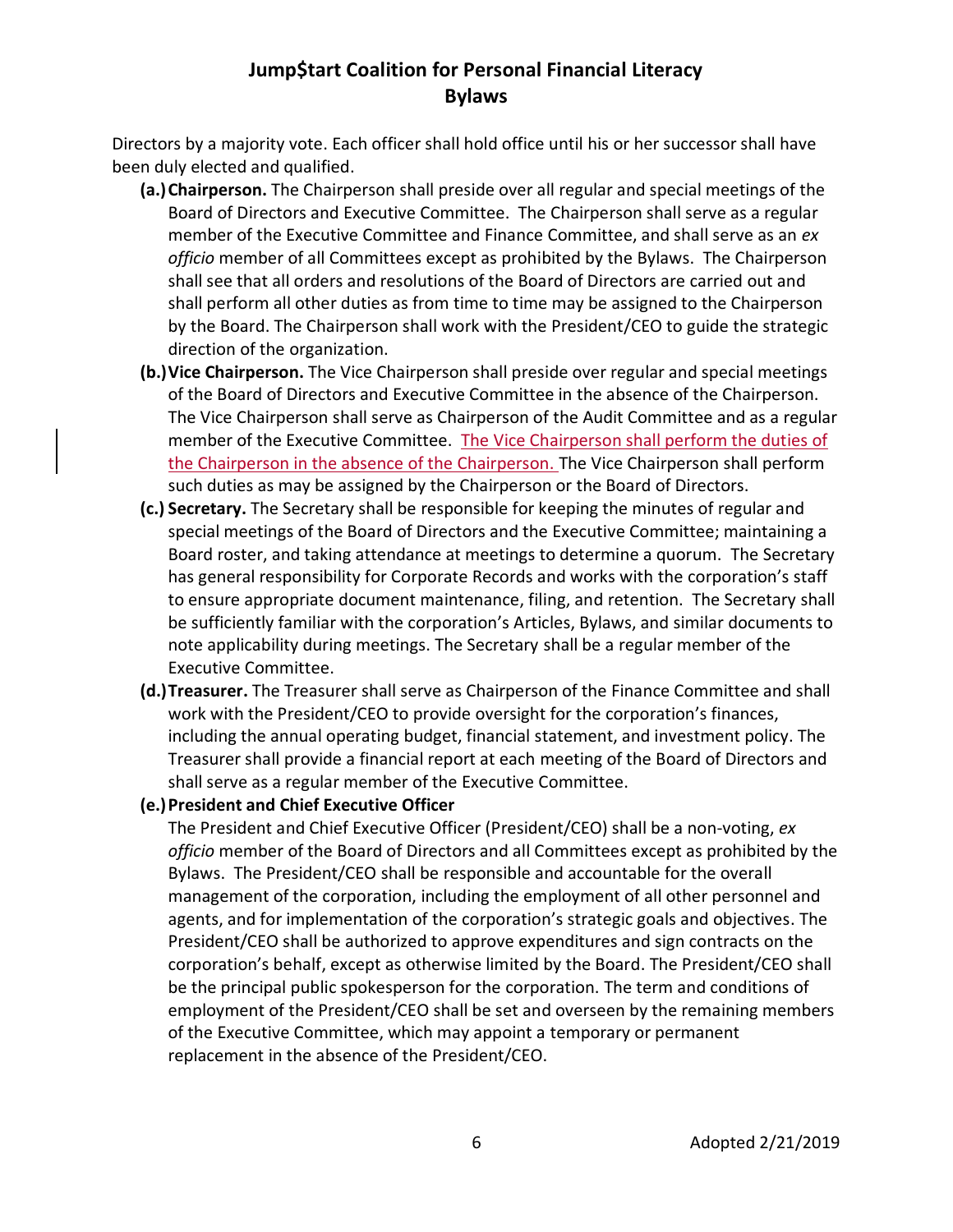Directors by a majority vote. Each officer shall hold office until his or her successor shall have been duly elected and qualified.

- **(a.) Chairperson.** The Chairperson shall preside over all regular and special meetings of the Board of Directors and Executive Committee. The Chairperson shall serve as a regular member of the Executive Committee and Finance Committee, and shall serve as an *ex officio* member of all Committees except as prohibited by the Bylaws. The Chairperson shall see that all orders and resolutions of the Board of Directors are carried out and shall perform all other duties as from time to time may be assigned to the Chairperson by the Board. The Chairperson shall work with the President/CEO to guide the strategic direction of the organization.
- **(b.) Vice Chairperson.** The Vice Chairperson shall preside over regular and special meetings of the Board of Directors and Executive Committee in the absence of the Chairperson. The Vice Chairperson shall serve as Chairperson of the Audit Committee and as a regular member of the Executive Committee. The Vice Chairperson shall perform the duties of the Chairperson in the absence of the Chairperson. The Vice Chairperson shall perform such duties as may be assigned by the Chairperson or the Board of Directors.
- **(c.) Secretary.** The Secretary shall be responsible for keeping the minutes of regular and special meetings of the Board of Directors and the Executive Committee; maintaining a Board roster, and taking attendance at meetings to determine a quorum. The Secretary has general responsibility for Corporate Records and works with the corporation's staff to ensure appropriate document maintenance, filing, and retention. The Secretary shall be sufficiently familiar with the corporation's Articles, Bylaws, and similar documents to note applicability during meetings. The Secretary shall be a regular member of the Executive Committee.
- **(d.) Treasurer.** The Treasurer shall serve as Chairperson of the Finance Committee and shall work with the President/CEO to provide oversight for the corporation's finances, including the annual operating budget, financial statement, and investment policy. The Treasurer shall provide a financial report at each meeting of the Board of Directors and shall serve as a regular member of the Executive Committee.
- **(e.) President and Chief Executive Officer**

  The President and Chief Executive Officer (President/CEO) shall be a non-voting, *ex officio* member of the Board of Directors and all Committees except as prohibited by the Bylaws. The President/CEO shall be responsible and accountable for the overall management of the corporation, including the employment of all other personnel and agents, and for implementation of the corporation's strategic goals and objectives. The President/CEO shall be authorized to approve expenditures and sign contracts on the corporation's behalf, except as otherwise limited by the Board. The President/CEO shall be the principal public spokesperson for the corporation. The term and conditions of employment of the President/CEO shall be set and overseen by the remaining members of the Executive Committee, which may appoint a temporary or permanent replacement in the absence of the President/CEO.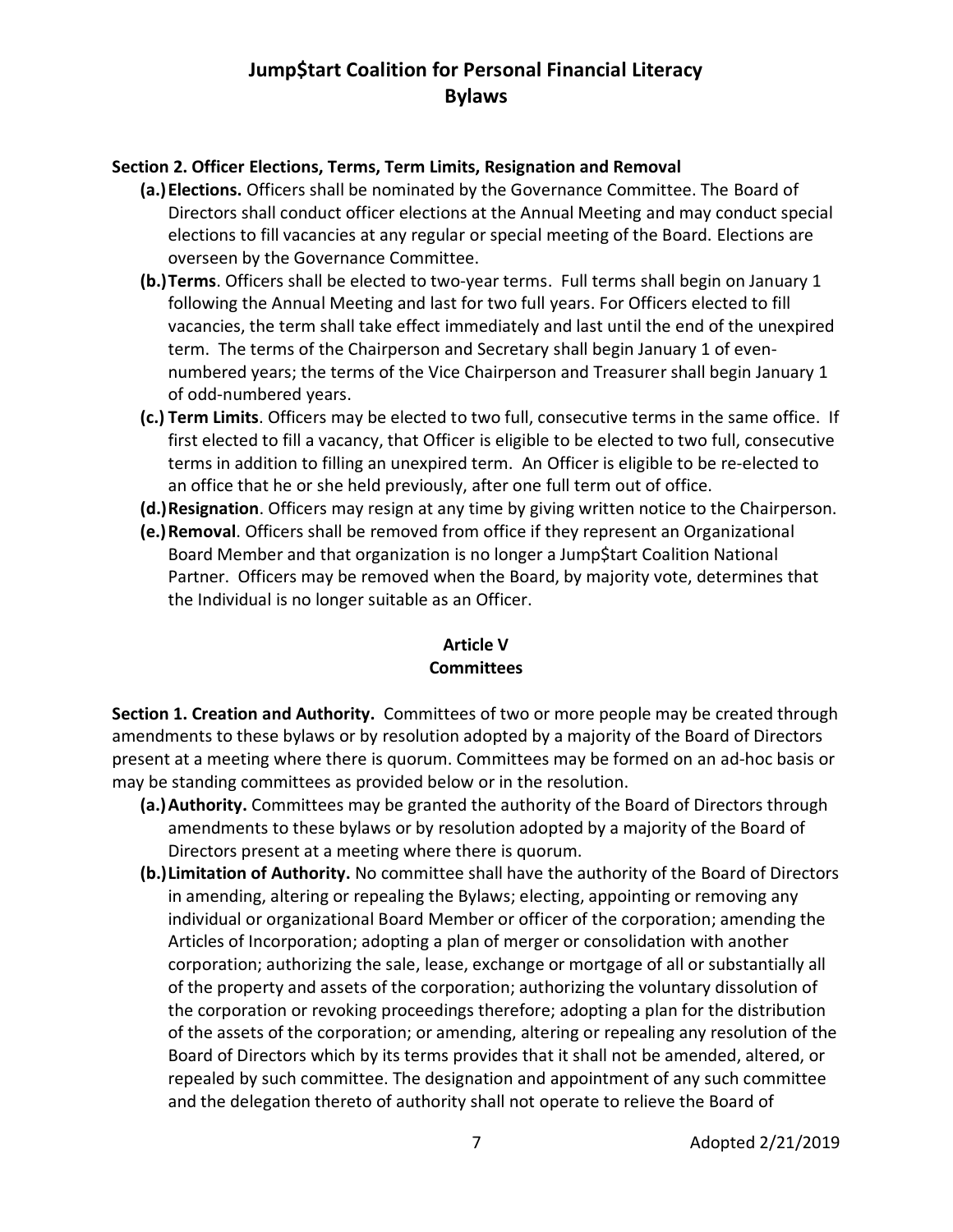**Section 2. Officer Elections, Terms, Term Limits, Resignation and Removal**

- **(a.) Elections.** Officers shall be nominated by the Governance Committee. The Board of Directors shall conduct officer elections at the Annual Meeting and may conduct special elections to fill vacancies at any regular or special meeting of the Board. Elections are overseen by the Governance Committee.
- **(b.) Terms**. Officers shall be elected to two-year terms. Full terms shall begin on January 1 following the Annual Meeting and last for two full years. For Officers elected to fill vacancies, the term shall take effect immediately and last until the end of the unexpired term. The terms of the Chairperson and Secretary shall begin January 1 of even-numbered years; the terms of the Vice Chairperson and Treasurer shall begin January 1 of odd-numbered years.
- **(c.) Term Limits**. Officers may be elected to two full, consecutive terms in the same office. If first elected to fill a vacancy, that Officer is eligible to be elected to two full, consecutive terms in addition to filling an unexpired term. An Officer is eligible to be re-elected to an office that he or she held previously, after one full term out of office.
- **(d.) Resignation**. Officers may resign at any time by giving written notice to the Chairperson.
- **(e.) Removal**. Officers shall be removed from office if they represent an Organizational Board Member and that organization is no longer a Jump$tart Coalition National Partner. Officers may be removed when the Board, by majority vote, determines that the Individual is no longer suitable as an Officer.

## Article V
## Committees

**Section 1. Creation and Authority.** Committees of two or more people may be created through amendments to these bylaws or by resolution adopted by a majority of the Board of Directors present at a meeting where there is quorum. Committees may be formed on an ad-hoc basis or may be standing committees as provided below or in the resolution.

- **(a.) Authority.** Committees may be granted the authority of the Board of Directors through amendments to these bylaws or by resolution adopted by a majority of the Board of Directors present at a meeting where there is quorum.
- **(b.) Limitation of Authority.** No committee shall have the authority of the Board of Directors in amending, altering or repealing the Bylaws; electing, appointing or removing any individual or organizational Board Member or officer of the corporation; amending the Articles of Incorporation; adopting a plan of merger or consolidation with another corporation; authorizing the sale, lease, exchange or mortgage of all or substantially all of the property and assets of the corporation; authorizing the voluntary dissolution of the corporation or revoking proceedings therefore; adopting a plan for the distribution of the assets of the corporation; or amending, altering or repealing any resolution of the Board of Directors which by its terms provides that it shall not be amended, altered, or repealed by such committee. The designation and appointment of any such committee and the delegation thereto of authority shall not operate to relieve the Board of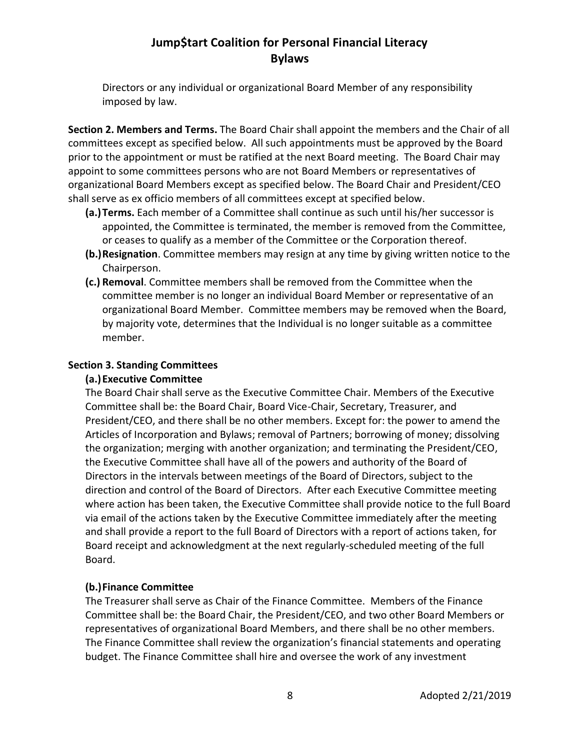Directors or any individual or organizational Board Member of any responsibility imposed by law.

**Section 2. Members and Terms.** The Board Chair shall appoint the members and the Chair of all committees except as specified below. All such appointments must be approved by the Board prior to the appointment or must be ratified at the next Board meeting. The Board Chair may appoint to some committees persons who are not Board Members or representatives of organizational Board Members except as specified below. The Board Chair and President/CEO shall serve as ex officio members of all committees except at specified below.

- **(a.) Terms.** Each member of a Committee shall continue as such until his/her successor is appointed, the Committee is terminated, the member is removed from the Committee, or ceases to qualify as a member of the Committee or the Corporation thereof.
- **(b.) Resignation**. Committee members may resign at any time by giving written notice to the Chairperson.
- **(c.) Removal**. Committee members shall be removed from the Committee when the committee member is no longer an individual Board Member or representative of an organizational Board Member. Committee members may be removed when the Board, by majority vote, determines that the Individual is no longer suitable as a committee member.

**Section 3. Standing Committees**

**(a.) Executive Committee**

The Board Chair shall serve as the Executive Committee Chair. Members of the Executive Committee shall be: the Board Chair, Board Vice-Chair, Secretary, Treasurer, and President/CEO, and there shall be no other members. Except for: the power to amend the Articles of Incorporation and Bylaws; removal of Partners; borrowing of money; dissolving the organization; merging with another organization; and terminating the President/CEO, the Executive Committee shall have all of the powers and authority of the Board of Directors in the intervals between meetings of the Board of Directors, subject to the direction and control of the Board of Directors. After each Executive Committee meeting where action has been taken, the Executive Committee shall provide notice to the full Board via email of the actions taken by the Executive Committee immediately after the meeting and shall provide a report to the full Board of Directors with a report of actions taken, for Board receipt and acknowledgment at the next regularly-scheduled meeting of the full Board.

**(b.) Finance Committee**

The Treasurer shall serve as Chair of the Finance Committee. Members of the Finance Committee shall be: the Board Chair, the President/CEO, and two other Board Members or representatives of organizational Board Members, and there shall be no other members. The Finance Committee shall review the organization's financial statements and operating budget. The Finance Committee shall hire and oversee the work of any investment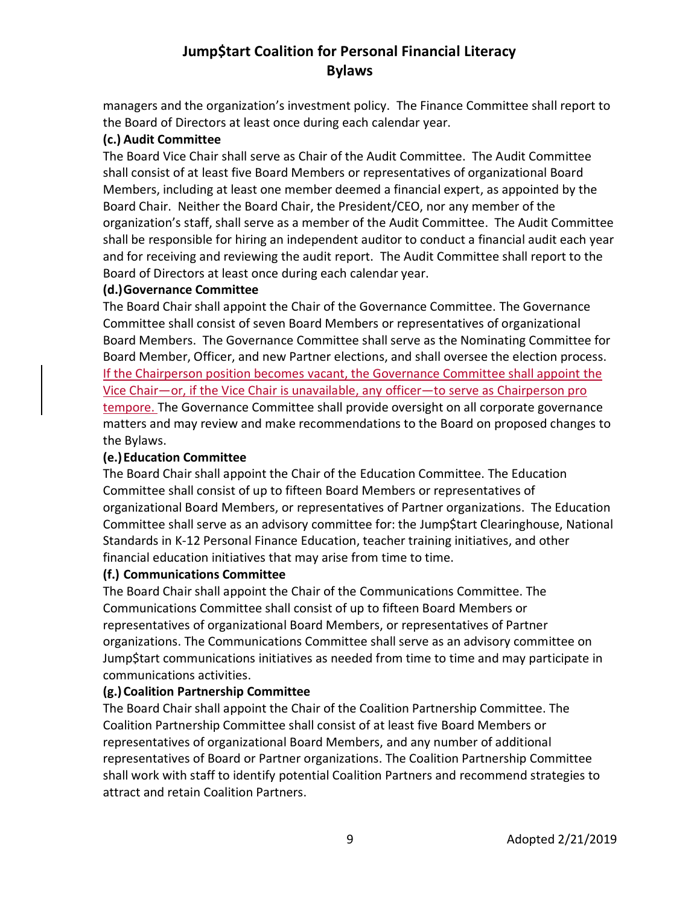managers and the organization's investment policy. The Finance Committee shall report to the Board of Directors at least once during each calendar year.

**(c.) Audit Committee**

The Board Vice Chair shall serve as Chair of the Audit Committee. The Audit Committee shall consist of at least five Board Members or representatives of organizational Board Members, including at least one member deemed a financial expert, as appointed by the Board Chair. Neither the Board Chair, the President/CEO, nor any member of the organization's staff, shall serve as a member of the Audit Committee. The Audit Committee shall be responsible for hiring an independent auditor to conduct a financial audit each year and for receiving and reviewing the audit report. The Audit Committee shall report to the Board of Directors at least once during each calendar year.

**(d.) Governance Committee**

The Board Chair shall appoint the Chair of the Governance Committee. The Governance Committee shall consist of seven Board Members or representatives of organizational Board Members. The Governance Committee shall serve as the Nominating Committee for Board Member, Officer, and new Partner elections, and shall oversee the election process. If the Chairperson position becomes vacant, the Governance Committee shall appoint the Vice Chair—or, if the Vice Chair is unavailable, any officer—to serve as Chairperson pro tempore. The Governance Committee shall provide oversight on all corporate governance matters and may review and make recommendations to the Board on proposed changes to the Bylaws.

**(e.) Education Committee**

The Board Chair shall appoint the Chair of the Education Committee. The Education Committee shall consist of up to fifteen Board Members or representatives of organizational Board Members, or representatives of Partner organizations. The Education Committee shall serve as an advisory committee for: the Jump$tart Clearinghouse, National Standards in K-12 Personal Finance Education, teacher training initiatives, and other financial education initiatives that may arise from time to time.

**(f.) Communications Committee**

The Board Chair shall appoint the Chair of the Communications Committee. The Communications Committee shall consist of up to fifteen Board Members or representatives of organizational Board Members, or representatives of Partner organizations. The Communications Committee shall serve as an advisory committee on Jump$tart communications initiatives as needed from time to time and may participate in communications activities.

**(g.) Coalition Partnership Committee**

The Board Chair shall appoint the Chair of the Coalition Partnership Committee. The Coalition Partnership Committee shall consist of at least five Board Members or representatives of organizational Board Members, and any number of additional representatives of Board or Partner organizations. The Coalition Partnership Committee shall work with staff to identify potential Coalition Partners and recommend strategies to attract and retain Coalition Partners.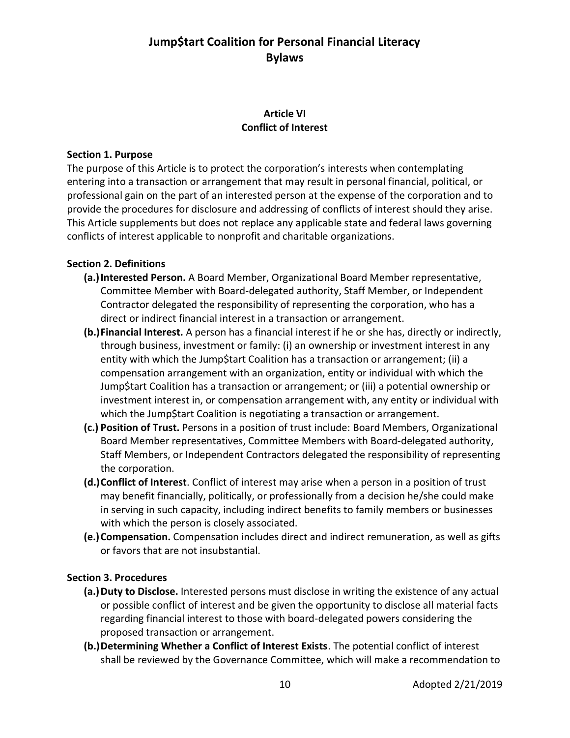## Article VI
## Conflict of Interest

**Section 1. Purpose**

The purpose of this Article is to protect the corporation's interests when contemplating entering into a transaction or arrangement that may result in personal financial, political, or professional gain on the part of an interested person at the expense of the corporation and to provide the procedures for disclosure and addressing of conflicts of interest should they arise. This Article supplements but does not replace any applicable state and federal laws governing conflicts of interest applicable to nonprofit and charitable organizations.

**Section 2. Definitions**

- **(a.) Interested Person.** A Board Member, Organizational Board Member representative, Committee Member with Board-delegated authority, Staff Member, or Independent Contractor delegated the responsibility of representing the corporation, who has a direct or indirect financial interest in a transaction or arrangement.
- **(b.) Financial Interest.** A person has a financial interest if he or she has, directly or indirectly, through business, investment or family: (i) an ownership or investment interest in any entity with which the Jump$tart Coalition has a transaction or arrangement; (ii) a compensation arrangement with an organization, entity or individual with which the Jump$tart Coalition has a transaction or arrangement; or (iii) a potential ownership or investment interest in, or compensation arrangement with, any entity or individual with which the Jump$tart Coalition is negotiating a transaction or arrangement.
- **(c.) Position of Trust.** Persons in a position of trust include: Board Members, Organizational Board Member representatives, Committee Members with Board-delegated authority, Staff Members, or Independent Contractors delegated the responsibility of representing the corporation.
- **(d.) Conflict of Interest**. Conflict of interest may arise when a person in a position of trust may benefit financially, politically, or professionally from a decision he/she could make in serving in such capacity, including indirect benefits to family members or businesses with which the person is closely associated.
- **(e.) Compensation.** Compensation includes direct and indirect remuneration, as well as gifts or favors that are not insubstantial.

**Section 3. Procedures**

- **(a.) Duty to Disclose.** Interested persons must disclose in writing the existence of any actual or possible conflict of interest and be given the opportunity to disclose all material facts regarding financial interest to those with board-delegated powers considering the proposed transaction or arrangement.
- **(b.) Determining Whether a Conflict of Interest Exists**. The potential conflict of interest shall be reviewed by the Governance Committee, which will make a recommendation to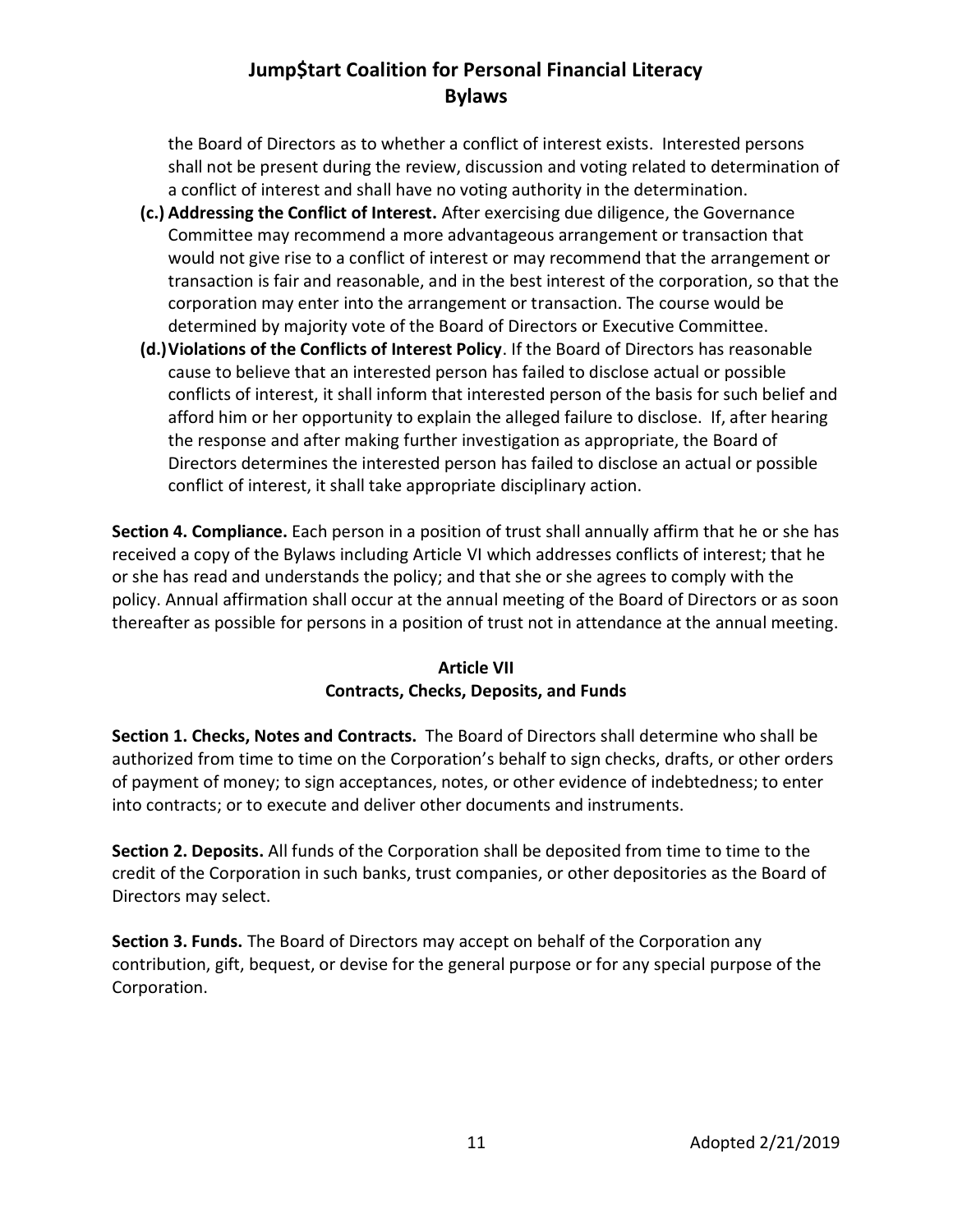the Board of Directors as to whether a conflict of interest exists. Interested persons shall not be present during the review, discussion and voting related to determination of a conflict of interest and shall have no voting authority in the determination.

**(c.) Addressing the Conflict of Interest.** After exercising due diligence, the Governance Committee may recommend a more advantageous arrangement or transaction that would not give rise to a conflict of interest or may recommend that the arrangement or transaction is fair and reasonable, and in the best interest of the corporation, so that the corporation may enter into the arrangement or transaction. The course would be determined by majority vote of the Board of Directors or Executive Committee.

**(d.) Violations of the Conflicts of Interest Policy**. If the Board of Directors has reasonable cause to believe that an interested person has failed to disclose actual or possible conflicts of interest, it shall inform that interested person of the basis for such belief and afford him or her opportunity to explain the alleged failure to disclose. If, after hearing the response and after making further investigation as appropriate, the Board of Directors determines the interested person has failed to disclose an actual or possible conflict of interest, it shall take appropriate disciplinary action.

**Section 4. Compliance.** Each person in a position of trust shall annually affirm that he or she has received a copy of the Bylaws including Article VI which addresses conflicts of interest; that he or she has read and understands the policy; and that she or she agrees to comply with the policy. Annual affirmation shall occur at the annual meeting of the Board of Directors or as soon thereafter as possible for persons in a position of trust not in attendance at the annual meeting.

## Article VII
## Contracts, Checks, Deposits, and Funds

**Section 1. Checks, Notes and Contracts.** The Board of Directors shall determine who shall be authorized from time to time on the Corporation's behalf to sign checks, drafts, or other orders of payment of money; to sign acceptances, notes, or other evidence of indebtedness; to enter into contracts; or to execute and deliver other documents and instruments.

**Section 2. Deposits.** All funds of the Corporation shall be deposited from time to time to the credit of the Corporation in such banks, trust companies, or other depositories as the Board of Directors may select.

**Section 3. Funds.** The Board of Directors may accept on behalf of the Corporation any contribution, gift, bequest, or devise for the general purpose or for any special purpose of the Corporation.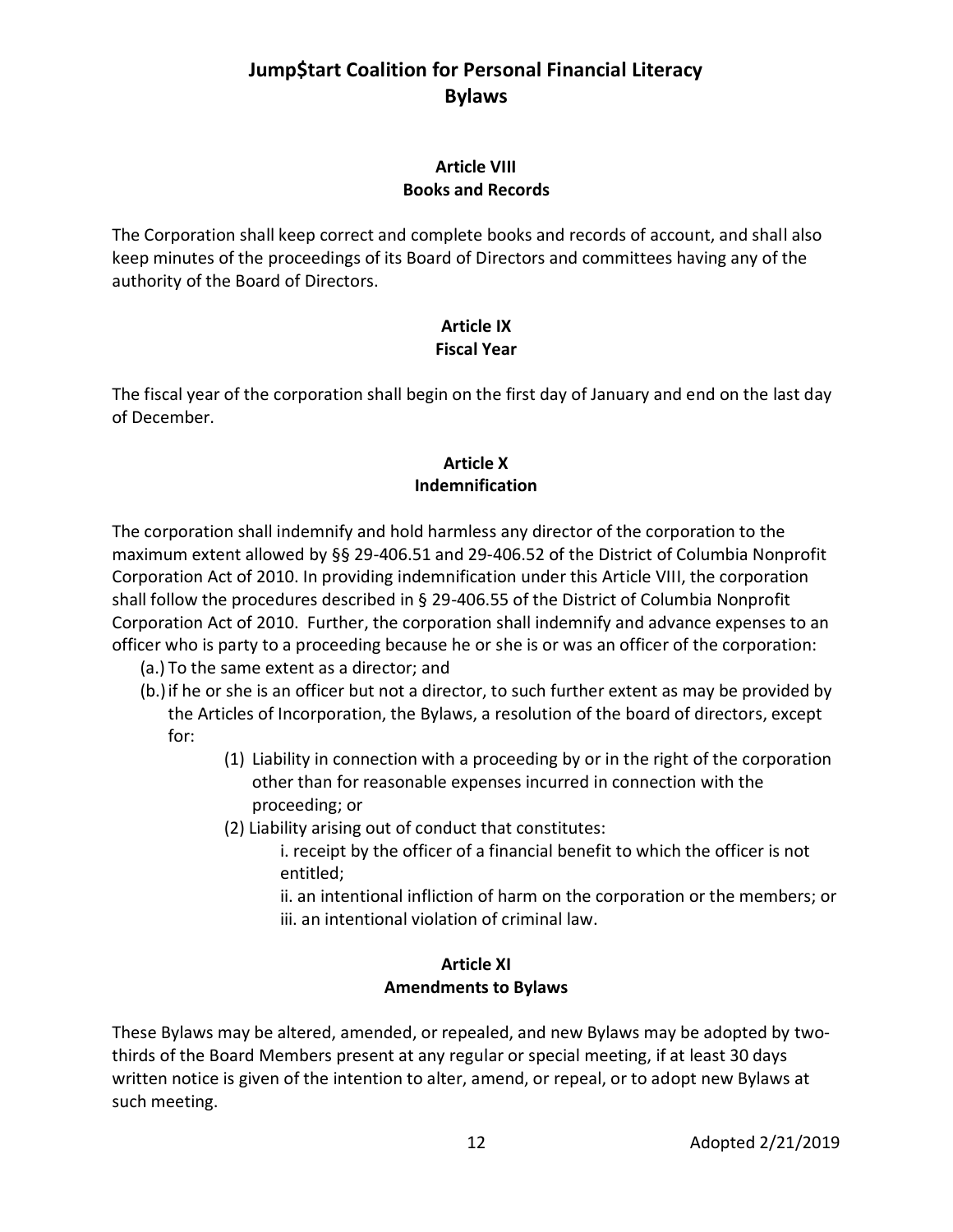## Article VIII
## Books and Records

The Corporation shall keep correct and complete books and records of account, and shall also keep minutes of the proceedings of its Board of Directors and committees having any of the authority of the Board of Directors.

## Article IX
## Fiscal Year

The fiscal year of the corporation shall begin on the first day of January and end on the last day of December.

## Article X
## Indemnification

The corporation shall indemnify and hold harmless any director of the corporation to the maximum extent allowed by §§ 29-406.51 and 29-406.52 of the District of Columbia Nonprofit Corporation Act of 2010. In providing indemnification under this Article VIII, the corporation shall follow the procedures described in § 29-406.55 of the District of Columbia Nonprofit Corporation Act of 2010. Further, the corporation shall indemnify and advance expenses to an officer who is party to a proceeding because he or she is or was an officer of the corporation:

(a.) To the same extent as a director; and

(b.) if he or she is an officer but not a director, to such further extent as may be provided by the Articles of Incorporation, the Bylaws, a resolution of the board of directors, except for:

- (1) Liability in connection with a proceeding by or in the right of the corporation other than for reasonable expenses incurred in connection with the proceeding; or
- (2) Liability arising out of conduct that constitutes:
  - i. receipt by the officer of a financial benefit to which the officer is not entitled;
  - ii. an intentional infliction of harm on the corporation or the members; or
  - iii. an intentional violation of criminal law.

## Article XI
## Amendments to Bylaws

These Bylaws may be altered, amended, or repealed, and new Bylaws may be adopted by two-thirds of the Board Members present at any regular or special meeting, if at least 30 days written notice is given of the intention to alter, amend, or repeal, or to adopt new Bylaws at such meeting.